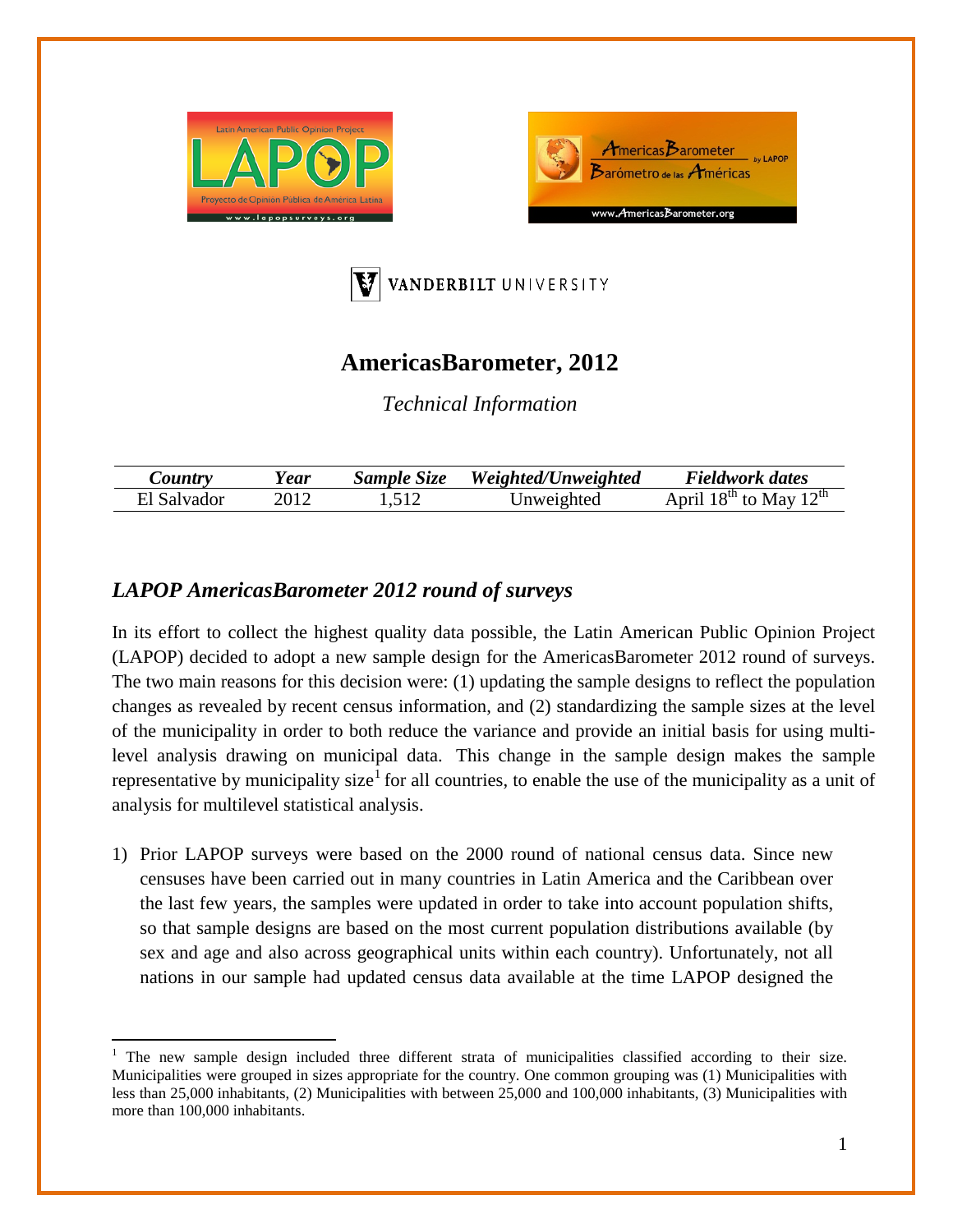# AmericasBarometer, 2012

*Technical Information*

| *Country* | *Year* | *Sample Size* | *Weighted/Unweighted* | *Fieldwork dates* |
|---|---|---|---|---|
| El Salvador | 2012 | 1,512 | Unweighted | April 18th to May 12th |

## *LAPOP AmericasBarometer 2012 round of surveys*

In its effort to collect the highest quality data possible, the Latin American Public Opinion Project (LAPOP) decided to adopt a new sample design for the AmericasBarometer 2012 round of surveys. The two main reasons for this decision were: (1) updating the sample designs to reflect the population changes as revealed by recent census information, and (2) standardizing the sample sizes at the level of the municipality in order to both reduce the variance and provide an initial basis for using multi-level analysis drawing on municipal data. This change in the sample design makes the sample representative by municipality size[1] for all countries, to enable the use of the municipality as a unit of analysis for multilevel statistical analysis.

1) Prior LAPOP surveys were based on the 2000 round of national census data. Since new censuses have been carried out in many countries in Latin America and the Caribbean over the last few years, the samples were updated in order to take into account population shifts, so that sample designs are based on the most current population distributions available (by sex and age and also across geographical units within each country). Unfortunately, not all nations in our sample had updated census data available at the time LAPOP designed the

[1] The new sample design included three different strata of municipalities classified according to their size. Municipalities were grouped in sizes appropriate for the country. One common grouping was (1) Municipalities with less than 25,000 inhabitants, (2) Municipalities with between 25,000 and 100,000 inhabitants, (3) Municipalities with more than 100,000 inhabitants.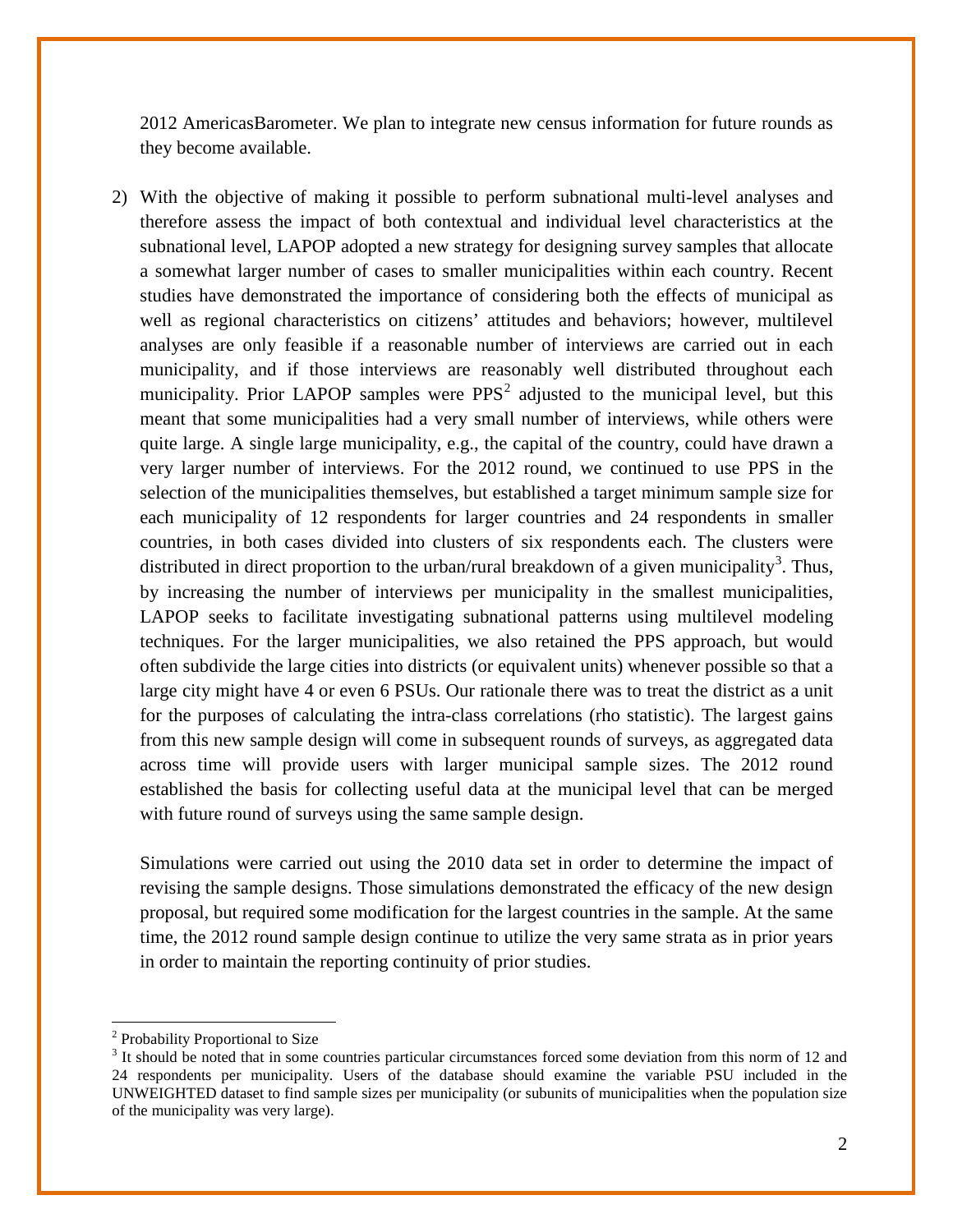2012 AmericasBarometer. We plan to integrate new census information for future rounds as they become available.

2) With the objective of making it possible to perform subnational multi-level analyses and therefore assess the impact of both contextual and individual level characteristics at the subnational level, LAPOP adopted a new strategy for designing survey samples that allocate a somewhat larger number of cases to smaller municipalities within each country. Recent studies have demonstrated the importance of considering both the effects of municipal as well as regional characteristics on citizens' attitudes and behaviors; however, multilevel analyses are only feasible if a reasonable number of interviews are carried out in each municipality, and if those interviews are reasonably well distributed throughout each municipality. Prior LAPOP samples were PPS[2] adjusted to the municipal level, but this meant that some municipalities had a very small number of interviews, while others were quite large. A single large municipality, e.g., the capital of the country, could have drawn a very larger number of interviews. For the 2012 round, we continued to use PPS in the selection of the municipalities themselves, but established a target minimum sample size for each municipality of 12 respondents for larger countries and 24 respondents in smaller countries, in both cases divided into clusters of six respondents each. The clusters were distributed in direct proportion to the urban/rural breakdown of a given municipality[3]. Thus, by increasing the number of interviews per municipality in the smallest municipalities, LAPOP seeks to facilitate investigating subnational patterns using multilevel modeling techniques. For the larger municipalities, we also retained the PPS approach, but would often subdivide the large cities into districts (or equivalent units) whenever possible so that a large city might have 4 or even 6 PSUs. Our rationale there was to treat the district as a unit for the purposes of calculating the intra-class correlations (rho statistic). The largest gains from this new sample design will come in subsequent rounds of surveys, as aggregated data across time will provide users with larger municipal sample sizes. The 2012 round established the basis for collecting useful data at the municipal level that can be merged with future round of surveys using the same sample design.

   Simulations were carried out using the 2010 data set in order to determine the impact of revising the sample designs. Those simulations demonstrated the efficacy of the new design proposal, but required some modification for the largest countries in the sample. At the same time, the 2012 round sample design continue to utilize the very same strata as in prior years in order to maintain the reporting continuity of prior studies.

---

[2] Probability Proportional to Size

[3] It should be noted that in some countries particular circumstances forced some deviation from this norm of 12 and 24 respondents per municipality. Users of the database should examine the variable PSU included in the UNWEIGHTED dataset to find sample sizes per municipality (or subunits of municipalities when the population size of the municipality was very large).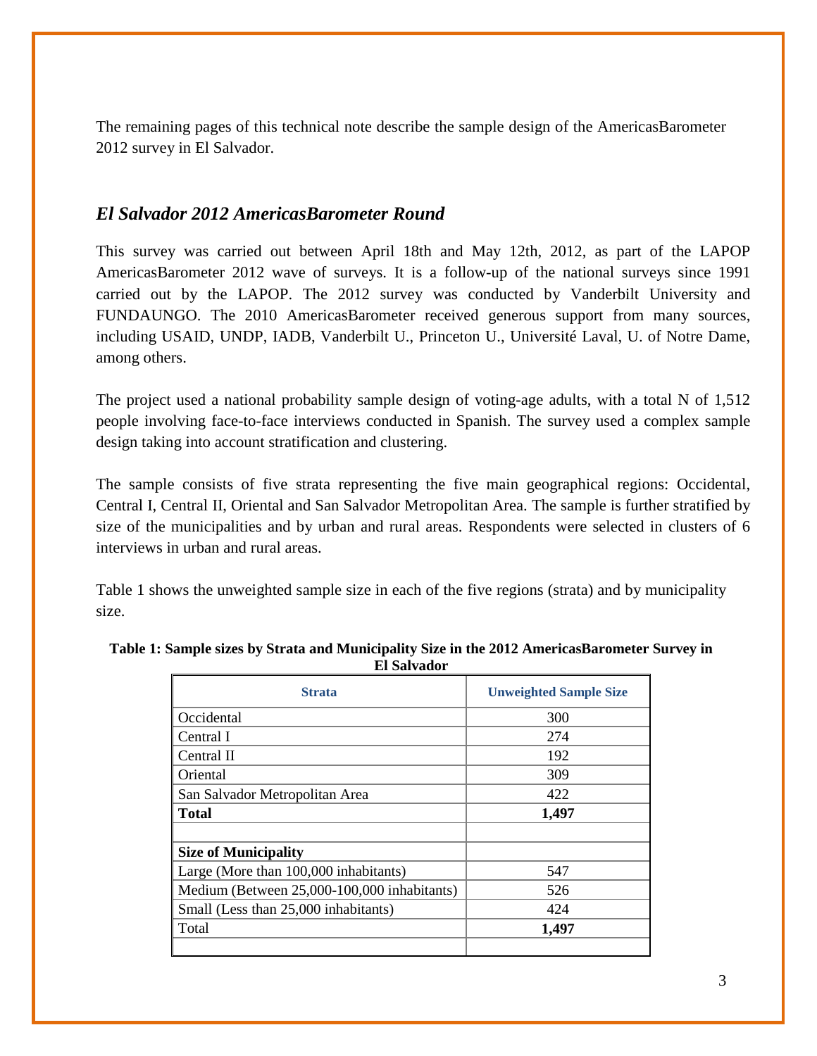The remaining pages of this technical note describe the sample design of the AmericasBarometer 2012 survey in El Salvador.

## *El Salvador 2012 AmericasBarometer Round*

This survey was carried out between April 18th and May 12th, 2012, as part of the LAPOP AmericasBarometer 2012 wave of surveys. It is a follow-up of the national surveys since 1991 carried out by the LAPOP. The 2012 survey was conducted by Vanderbilt University and FUNDAUNGO. The 2010 AmericasBarometer received generous support from many sources, including USAID, UNDP, IADB, Vanderbilt U., Princeton U., Université Laval, U. of Notre Dame, among others.

The project used a national probability sample design of voting-age adults, with a total N of 1,512 people involving face-to-face interviews conducted in Spanish. The survey used a complex sample design taking into account stratification and clustering.

The sample consists of five strata representing the five main geographical regions: Occidental, Central I, Central II, Oriental and San Salvador Metropolitan Area. The sample is further stratified by size of the municipalities and by urban and rural areas. Respondents were selected in clusters of 6 interviews in urban and rural areas.

Table 1 shows the unweighted sample size in each of the five regions (strata) and by municipality size.

**Table 1: Sample sizes by Strata and Municipality Size in the 2012 AmericasBarometer Survey in El Salvador**

| Strata | Unweighted Sample Size |
|---|---|
| Occidental | 300 |
| Central I | 274 |
| Central II | 192 |
| Oriental | 309 |
| San Salvador Metropolitan Area | 422 |
| **Total** | **1,497** |
| | |
| **Size of Municipality** | |
| Large (More than 100,000 inhabitants) | 547 |
| Medium (Between 25,000-100,000 inhabitants) | 526 |
| Small (Less than 25,000 inhabitants) | 424 |
| Total | **1,497** |
| | |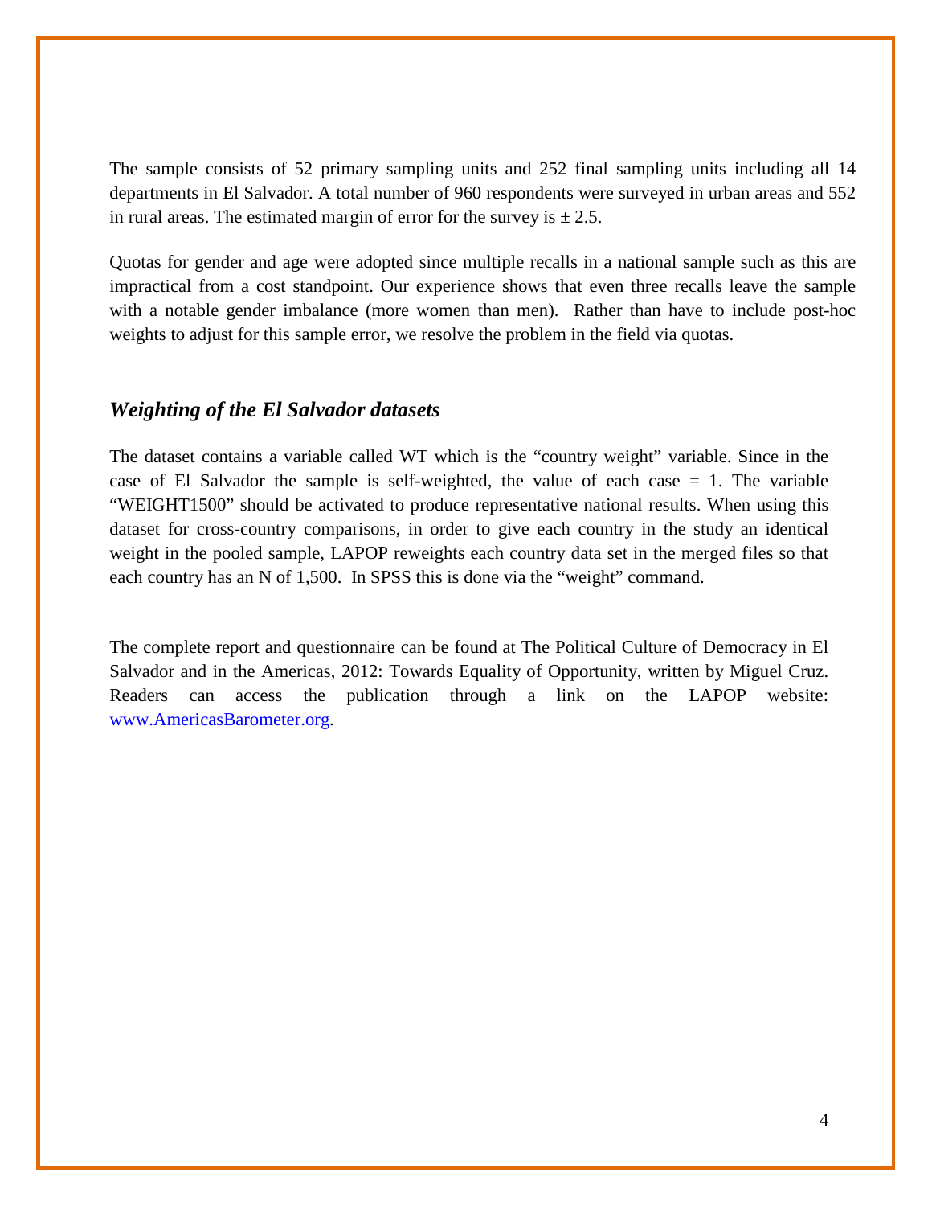The sample consists of 52 primary sampling units and 252 final sampling units including all 14 departments in El Salvador. A total number of 960 respondents were surveyed in urban areas and 552 in rural areas. The estimated margin of error for the survey is ± 2.5.

Quotas for gender and age were adopted since multiple recalls in a national sample such as this are impractical from a cost standpoint. Our experience shows that even three recalls leave the sample with a notable gender imbalance (more women than men). Rather than have to include post-hoc weights to adjust for this sample error, we resolve the problem in the field via quotas.

### *Weighting of the El Salvador datasets*

The dataset contains a variable called WT which is the "country weight" variable. Since in the case of El Salvador the sample is self-weighted, the value of each case = 1. The variable "WEIGHT1500" should be activated to produce representative national results. When using this dataset for cross-country comparisons, in order to give each country in the study an identical weight in the pooled sample, LAPOP reweights each country data set in the merged files so that each country has an N of 1,500. In SPSS this is done via the "weight" command.

The complete report and questionnaire can be found at The Political Culture of Democracy in El Salvador and in the Americas, 2012: Towards Equality of Opportunity, written by Miguel Cruz. Readers can access the publication through a link on the LAPOP website: www.AmericasBarometer.org.